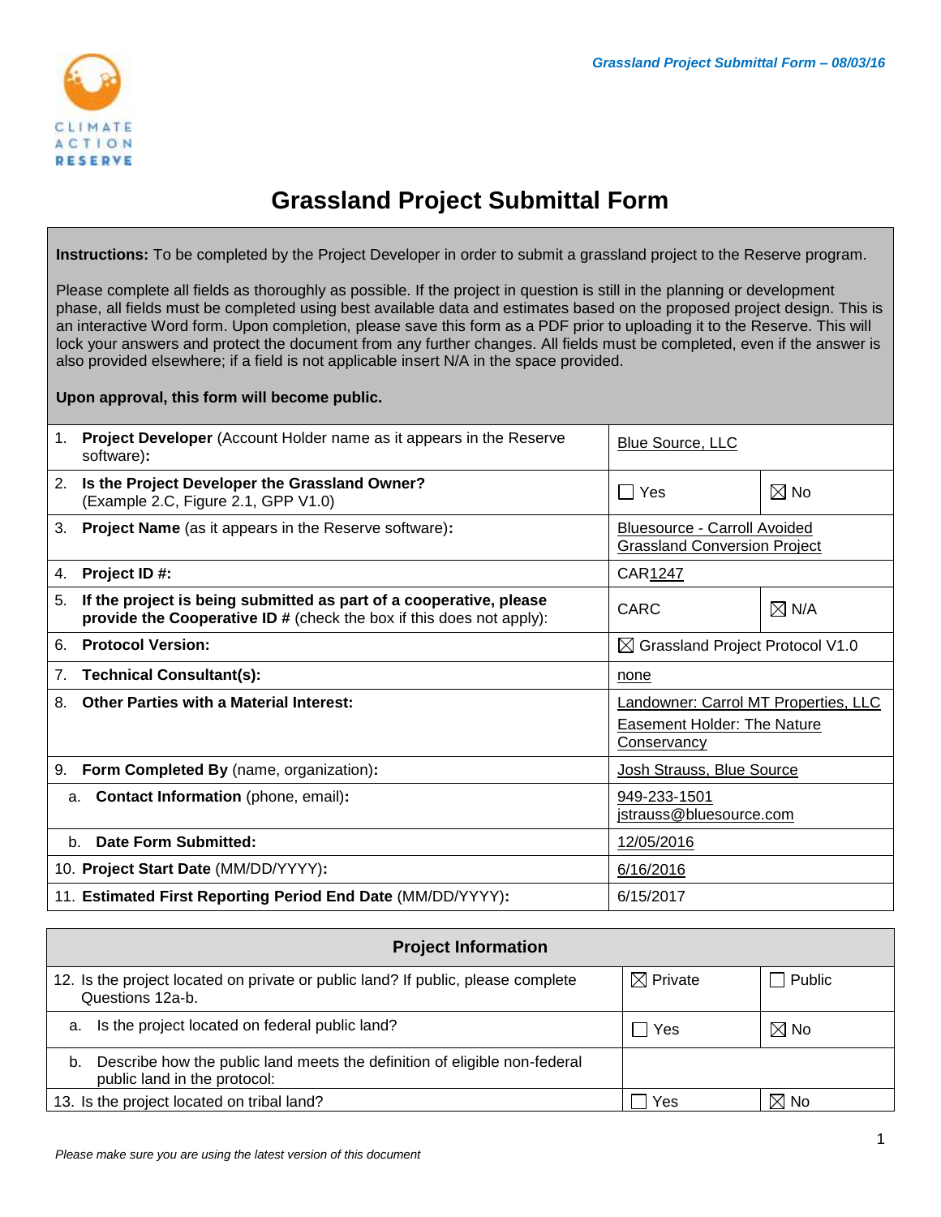# Grassland Project Submittal Form

**Instructions:** To be completed by the Project Developer in order to submit a grassland project to the Reserve program.

Please complete all fields as thoroughly as possible. If the project in question is still in the planning or development phase, all fields must be completed using best available data and estimates based on the proposed project design. This is an interactive Word form. Upon completion, please save this form as a PDF prior to uploading it to the Reserve. This will lock your answers and protect the document from any further changes. All fields must be completed, even if the answer is also provided elsewhere; if a field is not applicable insert N/A in the space provided.

**Upon approval, this form will become public.**

| Field | Response | |
|---|---|---|
| 1. **Project Developer** (Account Holder name as it appears in the Reserve software)**:** | Blue Source, LLC | |
| 2. **Is the Project Developer the Grassland Owner?** (Example 2.C, Figure 2.1, GPP V1.0) | ☐ Yes | ☒ No |
| 3. **Project Name** (as it appears in the Reserve software)**:** | Bluesource - Carroll Avoided Grassland Conversion Project | |
| 4. **Project ID #:** | CAR1247 | |
| 5. **If the project is being submitted as part of a cooperative, please provide the Cooperative ID #** (check the box if this does not apply): | CARC | ☒ N/A |
| 6. **Protocol Version:** | ☒ Grassland Project Protocol V1.0 | |
| 7. **Technical Consultant(s):** | none | |
| 8. **Other Parties with a Material Interest:** | Landowner: Carrol MT Properties, LLC<br>Easement Holder: The Nature Conservancy | |
| 9. **Form Completed By** (name, organization)**:** | Josh Strauss, Blue Source | |
| a. **Contact Information** (phone, email)**:** | 949-233-1501<br>jstrauss@bluesource.com | |
| b. **Date Form Submitted:** | 12/05/2016 | |
| 10. **Project Start Date** (MM/DD/YYYY)**:** | 6/16/2016 | |
| 11. **Estimated First Reporting Period End Date** (MM/DD/YYYY)**:** | 6/15/2017 | |

| **Project Information** | | |
|---|---|---|
| 12. Is the project located on private or public land? If public, please complete Questions 12a-b. | ☒ Private | ☐ Public |
| a. Is the project located on federal public land? | ☐ Yes | ☒ No |
| b. Describe how the public land meets the definition of eligible non-federal public land in the protocol: | | |
| 13. Is the project located on tribal land? | ☐ Yes | ☒ No |

*Please make sure you are using the latest version of this document*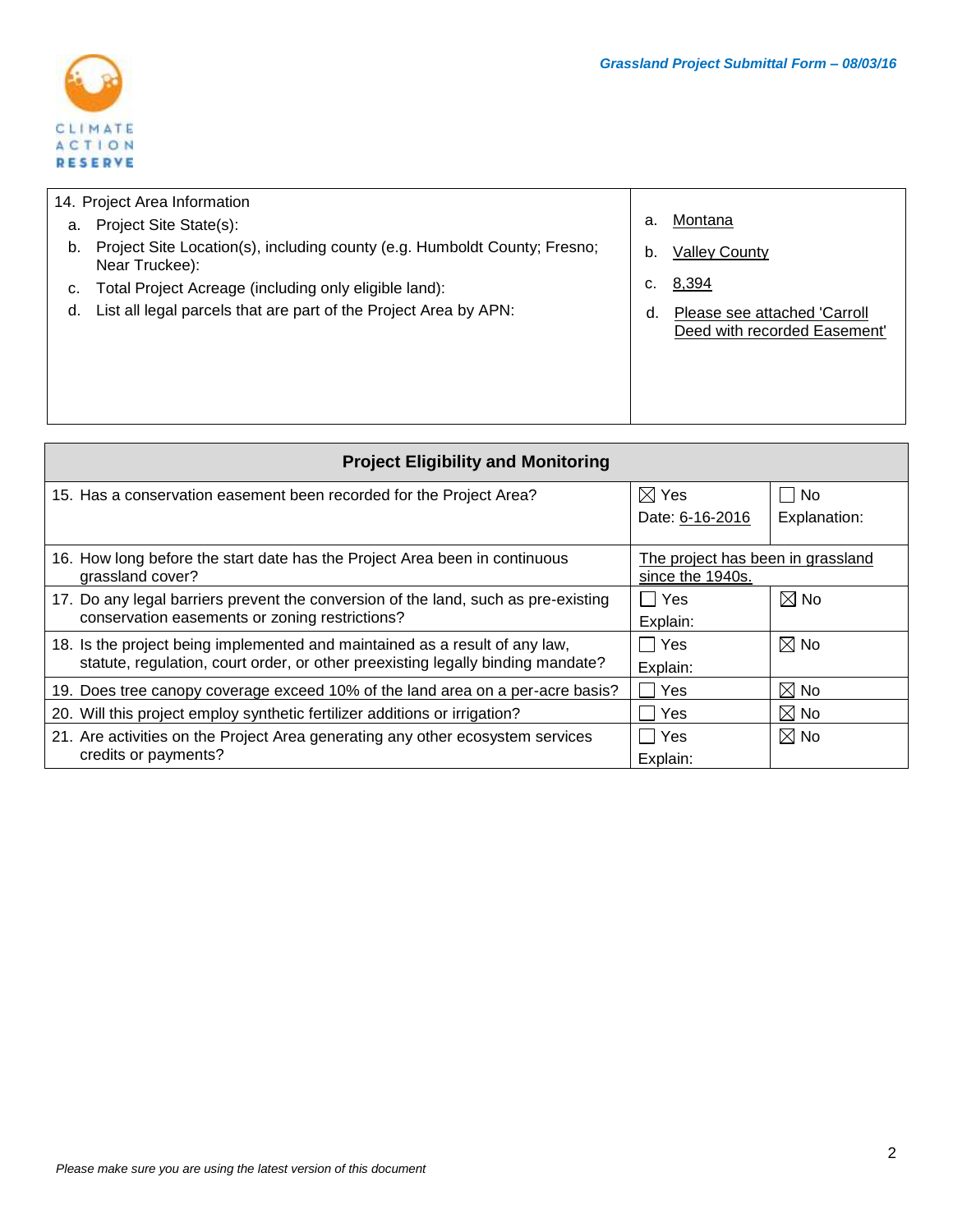| 14. Project Area Information | |
|---|---|
| a. Project Site State(s): | a. Montana |
| b. Project Site Location(s), including county (e.g. Humboldt County; Fresno; Near Truckee): | b. Valley County |
| c. Total Project Acreage (including only eligible land): | c. 8,394 |
| d. List all legal parcels that are part of the Project Area by APN: | d. Please see attached 'Carroll Deed with recorded Easement' |

| Project Eligibility and Monitoring | | |
|---|---|---|
| 15. Has a conservation easement been recorded for the Project Area? | ☒ Yes<br>Date: 6-16-2016 | ☐ No<br>Explanation: |
| 16. How long before the start date has the Project Area been in continuous grassland cover? | The project has been in grassland since the 1940s. | |
| 17. Do any legal barriers prevent the conversion of the land, such as pre-existing conservation easements or zoning restrictions? | ☐ Yes<br>Explain: | ☒ No |
| 18. Is the project being implemented and maintained as a result of any law, statute, regulation, court order, or other preexisting legally binding mandate? | ☐ Yes<br>Explain: | ☒ No |
| 19. Does tree canopy coverage exceed 10% of the land area on a per-acre basis? | ☐ Yes | ☒ No |
| 20. Will this project employ synthetic fertilizer additions or irrigation? | ☐ Yes | ☒ No |
| 21. Are activities on the Project Area generating any other ecosystem services credits or payments? | ☐ Yes<br>Explain: | ☒ No |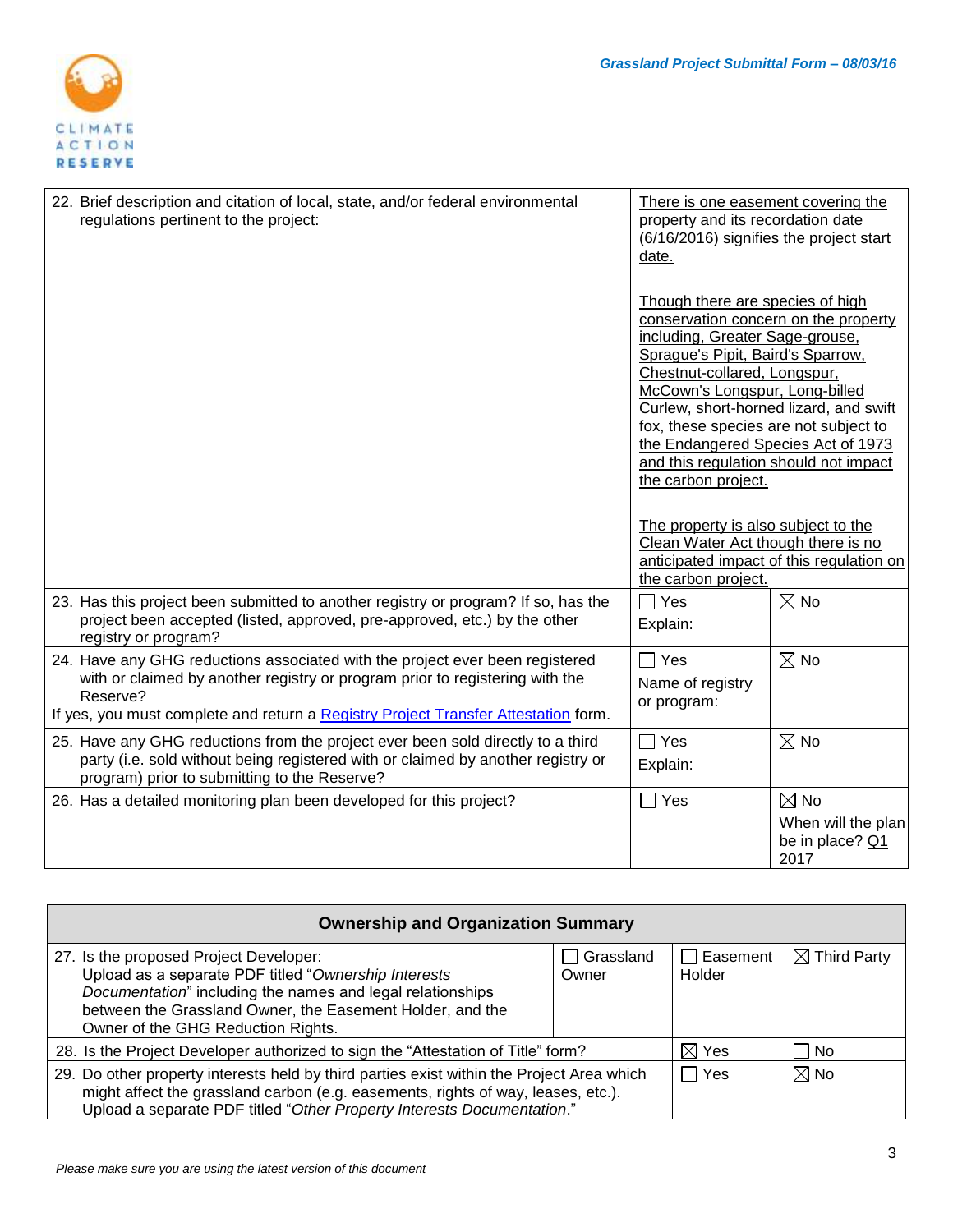| | | |
|---|---|---|
| 22. Brief description and citation of local, state, and/or federal environmental regulations pertinent to the project: | There is one easement covering the property and its recordation date (6/16/2016) signifies the project start date.<br><br>Though there are species of high conservation concern on the property including, Greater Sage-grouse, Sprague's Pipit, Baird's Sparrow, Chestnut-collared, Longspur, McCown's Longspur, Long-billed Curlew, short-horned lizard, and swift fox, these species are not subject to the Endangered Species Act of 1973 and this regulation should not impact the carbon project.<br><br>The property is also subject to the Clean Water Act though there is no anticipated impact of this regulation on the carbon project. | |
| 23. Has this project been submitted to another registry or program? If so, has the project been accepted (listed, approved, pre-approved, etc.) by the other registry or program? | ☐ Yes<br>Explain: | ☒ No |
| 24. Have any GHG reductions associated with the project ever been registered with or claimed by another registry or program prior to registering with the Reserve?<br>If yes, you must complete and return a Registry Project Transfer Attestation form. | ☐ Yes<br>Name of registry or program: | ☒ No |
| 25. Have any GHG reductions from the project ever been sold directly to a third party (i.e. sold without being registered with or claimed by another registry or program) prior to submitting to the Reserve? | ☐ Yes<br>Explain: | ☒ No |
| 26. Has a detailed monitoring plan been developed for this project? | ☐ Yes | ☒ No<br>When will the plan be in place? Q1 2017 |

| **Ownership and Organization Summary** | | | |
|---|---|---|---|
| 27. Is the proposed Project Developer:<br>Upload as a separate PDF titled "*Ownership Interests Documentation*" including the names and legal relationships between the Grassland Owner, the Easement Holder, and the Owner of the GHG Reduction Rights. | ☐ Grassland Owner | ☐ Easement Holder | ☒ Third Party |
| 28. Is the Project Developer authorized to sign the "Attestation of Title" form? | | ☒ Yes | ☐ No |
| 29. Do other property interests held by third parties exist within the Project Area which might affect the grassland carbon (e.g. easements, rights of way, leases, etc.).<br>Upload a separate PDF titled "*Other Property Interests Documentation*." | | ☐ Yes | ☒ No |

*Please make sure you are using the latest version of this document*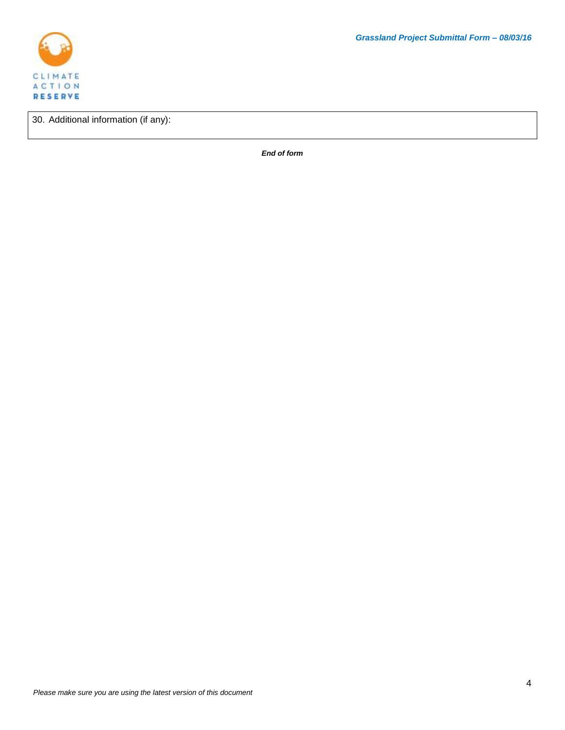| 30. Additional information (if any): |
| --- |
| |

***End of form***